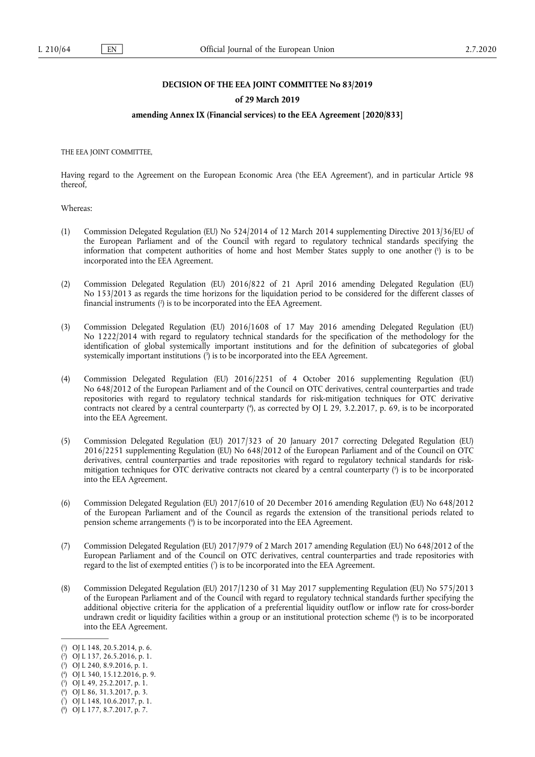**DECISION OF THE EEA JOINT COMMITTEE No 83/2019**

**of 29 March 2019**

**amending Annex IX (Financial services) to the EEA Agreement [2020/833]**

THE EEA JOINT COMMITTEE,

Having regard to the Agreement on the European Economic Area ('the EEA Agreement'), and in particular Article 98 thereof,

Whereas:

(1) Commission Delegated Regulation (EU) No 524/2014 of 12 March 2014 supplementing Directive 2013/36/EU of the European Parliament and of the Council with regard to regulatory technical standards specifying the information that competent authorities of home and host Member States supply to one another [1] is to be incorporated into the EEA Agreement.

(2) Commission Delegated Regulation (EU) 2016/822 of 21 April 2016 amending Delegated Regulation (EU) No 153/2013 as regards the time horizons for the liquidation period to be considered for the different classes of financial instruments [2] is to be incorporated into the EEA Agreement.

(3) Commission Delegated Regulation (EU) 2016/1608 of 17 May 2016 amending Delegated Regulation (EU) No 1222/2014 with regard to regulatory technical standards for the specification of the methodology for the identification of global systemically important institutions and for the definition of subcategories of global systemically important institutions [3] is to be incorporated into the EEA Agreement.

(4) Commission Delegated Regulation (EU) 2016/2251 of 4 October 2016 supplementing Regulation (EU) No 648/2012 of the European Parliament and of the Council on OTC derivatives, central counterparties and trade repositories with regard to regulatory technical standards for risk-mitigation techniques for OTC derivative contracts not cleared by a central counterparty [4], as corrected by OJ L 29, 3.2.2017, p. 69, is to be incorporated into the EEA Agreement.

(5) Commission Delegated Regulation (EU) 2017/323 of 20 January 2017 correcting Delegated Regulation (EU) 2016/2251 supplementing Regulation (EU) No 648/2012 of the European Parliament and of the Council on OTC derivatives, central counterparties and trade repositories with regard to regulatory technical standards for risk-mitigation techniques for OTC derivative contracts not cleared by a central counterparty [5] is to be incorporated into the EEA Agreement.

(6) Commission Delegated Regulation (EU) 2017/610 of 20 December 2016 amending Regulation (EU) No 648/2012 of the European Parliament and of the Council as regards the extension of the transitional periods related to pension scheme arrangements [6] is to be incorporated into the EEA Agreement.

(7) Commission Delegated Regulation (EU) 2017/979 of 2 March 2017 amending Regulation (EU) No 648/2012 of the European Parliament and of the Council on OTC derivatives, central counterparties and trade repositories with regard to the list of exempted entities [7] is to be incorporated into the EEA Agreement.

(8) Commission Delegated Regulation (EU) 2017/1230 of 31 May 2017 supplementing Regulation (EU) No 575/2013 of the European Parliament and of the Council with regard to regulatory technical standards further specifying the additional objective criteria for the application of a preferential liquidity outflow or inflow rate for cross-border undrawn credit or liquidity facilities within a group or an institutional protection scheme [8] is to be incorporated into the EEA Agreement.

---

[1] OJ L 148, 20.5.2014, p. 6.
[2] OJ L 137, 26.5.2016, p. 1.
[3] OJ L 240, 8.9.2016, p. 1.
[4] OJ L 340, 15.12.2016, p. 9.
[5] OJ L 49, 25.2.2017, p. 1.
[6] OJ L 86, 31.3.2017, p. 3.
[7] OJ L 148, 10.6.2017, p. 1.
[8] OJ L 177, 8.7.2017, p. 7.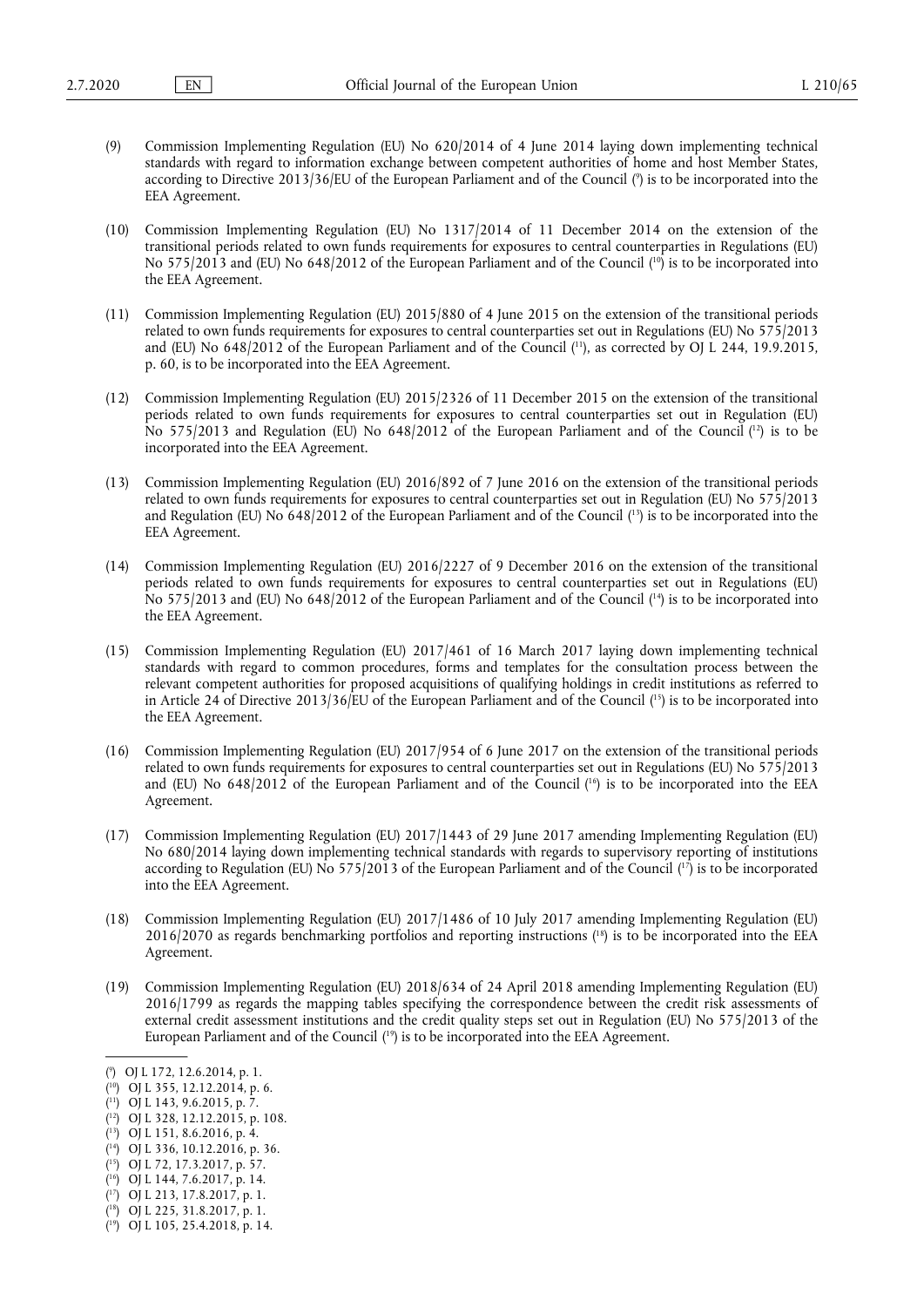(9) Commission Implementing Regulation (EU) No 620/2014 of 4 June 2014 laying down implementing technical standards with regard to information exchange between competent authorities of home and host Member States, according to Directive 2013/36/EU of the European Parliament and of the Council [9] is to be incorporated into the EEA Agreement.

(10) Commission Implementing Regulation (EU) No 1317/2014 of 11 December 2014 on the extension of the transitional periods related to own funds requirements for exposures to central counterparties in Regulations (EU) No 575/2013 and (EU) No 648/2012 of the European Parliament and of the Council [10] is to be incorporated into the EEA Agreement.

(11) Commission Implementing Regulation (EU) 2015/880 of 4 June 2015 on the extension of the transitional periods related to own funds requirements for exposures to central counterparties set out in Regulations (EU) No 575/2013 and (EU) No 648/2012 of the European Parliament and of the Council [11], as corrected by OJ L 244, 19.9.2015, p. 60, is to be incorporated into the EEA Agreement.

(12) Commission Implementing Regulation (EU) 2015/2326 of 11 December 2015 on the extension of the transitional periods related to own funds requirements for exposures to central counterparties set out in Regulation (EU) No 575/2013 and Regulation (EU) No 648/2012 of the European Parliament and of the Council [12] is to be incorporated into the EEA Agreement.

(13) Commission Implementing Regulation (EU) 2016/892 of 7 June 2016 on the extension of the transitional periods related to own funds requirements for exposures to central counterparties set out in Regulation (EU) No 575/2013 and Regulation (EU) No 648/2012 of the European Parliament and of the Council [13] is to be incorporated into the EEA Agreement.

(14) Commission Implementing Regulation (EU) 2016/2227 of 9 December 2016 on the extension of the transitional periods related to own funds requirements for exposures to central counterparties set out in Regulations (EU) No 575/2013 and (EU) No 648/2012 of the European Parliament and of the Council [14] is to be incorporated into the EEA Agreement.

(15) Commission Implementing Regulation (EU) 2017/461 of 16 March 2017 laying down implementing technical standards with regard to common procedures, forms and templates for the consultation process between the relevant competent authorities for proposed acquisitions of qualifying holdings in credit institutions as referred to in Article 24 of Directive 2013/36/EU of the European Parliament and of the Council [15] is to be incorporated into the EEA Agreement.

(16) Commission Implementing Regulation (EU) 2017/954 of 6 June 2017 on the extension of the transitional periods related to own funds requirements for exposures to central counterparties set out in Regulations (EU) No 575/2013 and (EU) No 648/2012 of the European Parliament and of the Council [16] is to be incorporated into the EEA Agreement.

(17) Commission Implementing Regulation (EU) 2017/1443 of 29 June 2017 amending Implementing Regulation (EU) No 680/2014 laying down implementing technical standards with regards to supervisory reporting of institutions according to Regulation (EU) No 575/2013 of the European Parliament and of the Council [17] is to be incorporated into the EEA Agreement.

(18) Commission Implementing Regulation (EU) 2017/1486 of 10 July 2017 amending Implementing Regulation (EU) 2016/2070 as regards benchmarking portfolios and reporting instructions [18] is to be incorporated into the EEA Agreement.

(19) Commission Implementing Regulation (EU) 2018/634 of 24 April 2018 amending Implementing Regulation (EU) 2016/1799 as regards the mapping tables specifying the correspondence between the credit risk assessments of external credit assessment institutions and the credit quality steps set out in Regulation (EU) No 575/2013 of the European Parliament and of the Council [19] is to be incorporated into the EEA Agreement.

---

[9] OJ L 172, 12.6.2014, p. 1.
[10] OJ L 355, 12.12.2014, p. 6.
[11] OJ L 143, 9.6.2015, p. 7.
[12] OJ L 328, 12.12.2015, p. 108.
[13] OJ L 151, 8.6.2016, p. 4.
[14] OJ L 336, 10.12.2016, p. 36.
[15] OJ L 72, 17.3.2017, p. 57.
[16] OJ L 144, 7.6.2017, p. 14.
[17] OJ L 213, 17.8.2017, p. 1.
[18] OJ L 225, 31.8.2017, p. 1.
[19] OJ L 105, 25.4.2018, p. 14.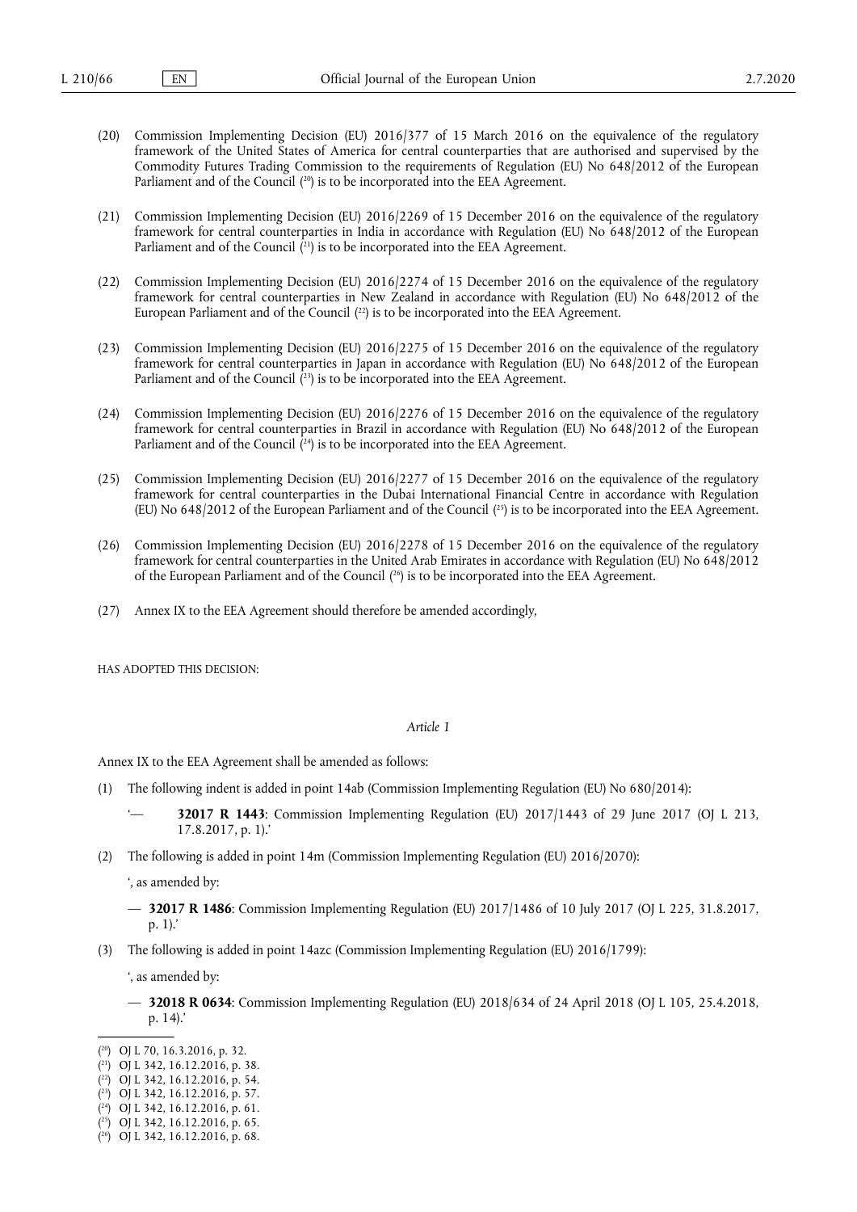(20) Commission Implementing Decision (EU) 2016/377 of 15 March 2016 on the equivalence of the regulatory framework of the United States of America for central counterparties that are authorised and supervised by the Commodity Futures Trading Commission to the requirements of Regulation (EU) No 648/2012 of the European Parliament and of the Council ([20]) is to be incorporated into the EEA Agreement.

(21) Commission Implementing Decision (EU) 2016/2269 of 15 December 2016 on the equivalence of the regulatory framework for central counterparties in India in accordance with Regulation (EU) No 648/2012 of the European Parliament and of the Council ([21]) is to be incorporated into the EEA Agreement.

(22) Commission Implementing Decision (EU) 2016/2274 of 15 December 2016 on the equivalence of the regulatory framework for central counterparties in New Zealand in accordance with Regulation (EU) No 648/2012 of the European Parliament and of the Council ([22]) is to be incorporated into the EEA Agreement.

(23) Commission Implementing Decision (EU) 2016/2275 of 15 December 2016 on the equivalence of the regulatory framework for central counterparties in Japan in accordance with Regulation (EU) No 648/2012 of the European Parliament and of the Council ([23]) is to be incorporated into the EEA Agreement.

(24) Commission Implementing Decision (EU) 2016/2276 of 15 December 2016 on the equivalence of the regulatory framework for central counterparties in Brazil in accordance with Regulation (EU) No 648/2012 of the European Parliament and of the Council ([24]) is to be incorporated into the EEA Agreement.

(25) Commission Implementing Decision (EU) 2016/2277 of 15 December 2016 on the equivalence of the regulatory framework for central counterparties in the Dubai International Financial Centre in accordance with Regulation (EU) No 648/2012 of the European Parliament and of the Council ([25]) is to be incorporated into the EEA Agreement.

(26) Commission Implementing Decision (EU) 2016/2278 of 15 December 2016 on the equivalence of the regulatory framework for central counterparties in the United Arab Emirates in accordance with Regulation (EU) No 648/2012 of the European Parliament and of the Council ([26]) is to be incorporated into the EEA Agreement.

(27) Annex IX to the EEA Agreement should therefore be amended accordingly,

HAS ADOPTED THIS DECISION:

*Article 1*

Annex IX to the EEA Agreement shall be amended as follows:

(1) The following indent is added in point 14ab (Commission Implementing Regulation (EU) No 680/2014):

'— **32017 R 1443**: Commission Implementing Regulation (EU) 2017/1443 of 29 June 2017 (OJ L 213, 17.8.2017, p. 1).'

(2) The following is added in point 14m (Commission Implementing Regulation (EU) 2016/2070):

', as amended by:

— **32017 R 1486**: Commission Implementing Regulation (EU) 2017/1486 of 10 July 2017 (OJ L 225, 31.8.2017, p. 1).'

(3) The following is added in point 14azc (Commission Implementing Regulation (EU) 2016/1799):

', as amended by:

— **32018 R 0634**: Commission Implementing Regulation (EU) 2018/634 of 24 April 2018 (OJ L 105, 25.4.2018, p. 14).'

---

([20]) OJ L 70, 16.3.2016, p. 32.
([21]) OJ L 342, 16.12.2016, p. 38.
([22]) OJ L 342, 16.12.2016, p. 54.
([23]) OJ L 342, 16.12.2016, p. 57.
([24]) OJ L 342, 16.12.2016, p. 61.
([25]) OJ L 342, 16.12.2016, p. 65.
([26]) OJ L 342, 16.12.2016, p. 68.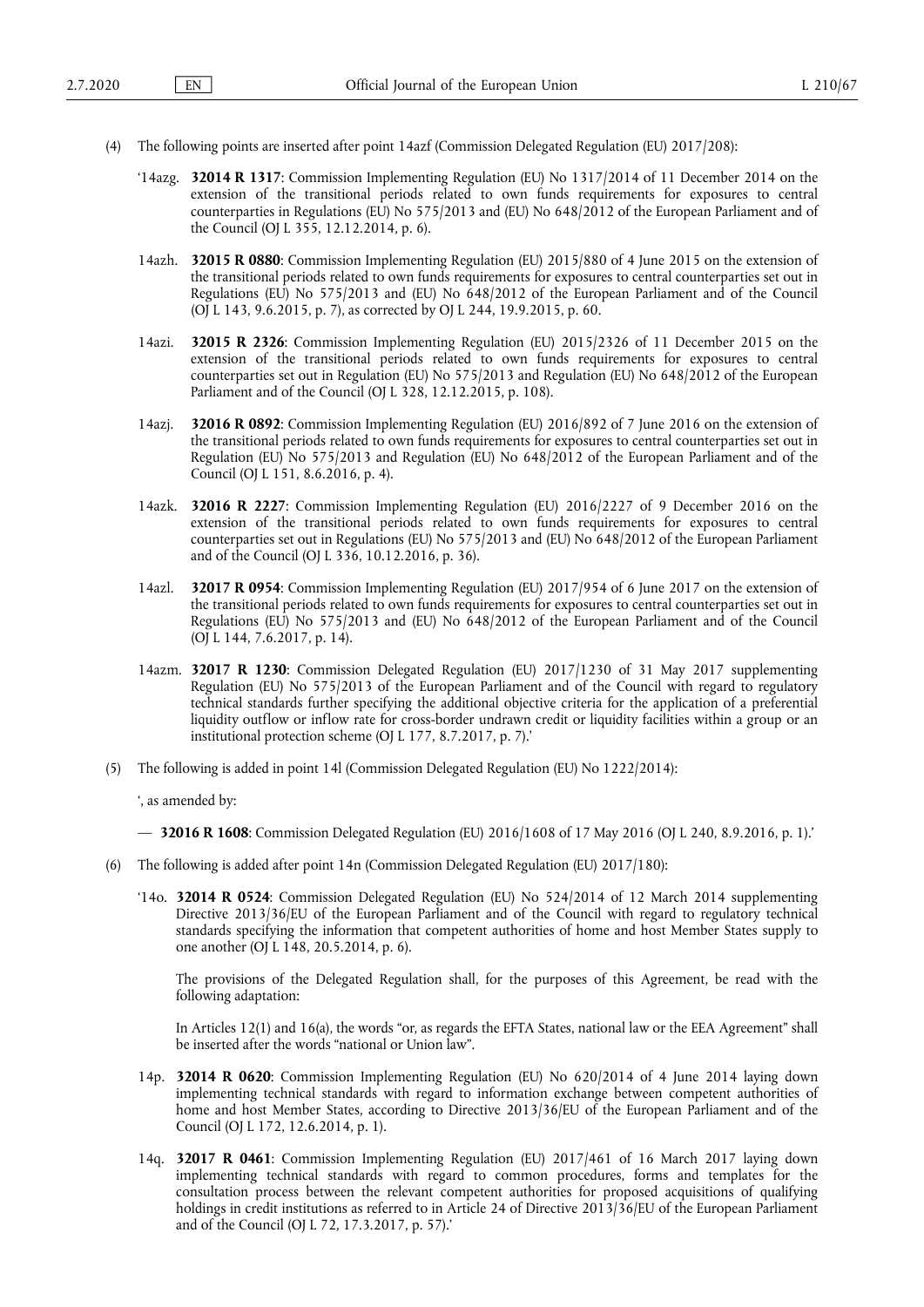(4) The following points are inserted after point 14azf (Commission Delegated Regulation (EU) 2017/208):

'14azg. **32014 R 1317**: Commission Implementing Regulation (EU) No 1317/2014 of 11 December 2014 on the extension of the transitional periods related to own funds requirements for exposures to central counterparties in Regulations (EU) No 575/2013 and (EU) No 648/2012 of the European Parliament and of the Council (OJ L 355, 12.12.2014, p. 6).

14azh. **32015 R 0880**: Commission Implementing Regulation (EU) 2015/880 of 4 June 2015 on the extension of the transitional periods related to own funds requirements for exposures to central counterparties set out in Regulations (EU) No 575/2013 and (EU) No 648/2012 of the European Parliament and of the Council (OJ L 143, 9.6.2015, p. 7), as corrected by OJ L 244, 19.9.2015, p. 60.

14azi. **32015 R 2326**: Commission Implementing Regulation (EU) 2015/2326 of 11 December 2015 on the extension of the transitional periods related to own funds requirements for exposures to central counterparties set out in Regulation (EU) No 575/2013 and Regulation (EU) No 648/2012 of the European Parliament and of the Council (OJ L 328, 12.12.2015, p. 108).

14azj. **32016 R 0892**: Commission Implementing Regulation (EU) 2016/892 of 7 June 2016 on the extension of the transitional periods related to own funds requirements for exposures to central counterparties set out in Regulation (EU) No 575/2013 and Regulation (EU) No 648/2012 of the European Parliament and of the Council (OJ L 151, 8.6.2016, p. 4).

14azk. **32016 R 2227**: Commission Implementing Regulation (EU) 2016/2227 of 9 December 2016 on the extension of the transitional periods related to own funds requirements for exposures to central counterparties set out in Regulations (EU) No 575/2013 and (EU) No 648/2012 of the European Parliament and of the Council (OJ L 336, 10.12.2016, p. 36).

14azl. **32017 R 0954**: Commission Implementing Regulation (EU) 2017/954 of 6 June 2017 on the extension of the transitional periods related to own funds requirements for exposures to central counterparties set out in Regulations (EU) No 575/2013 and (EU) No 648/2012 of the European Parliament and of the Council (OJ L 144, 7.6.2017, p. 14).

14azm. **32017 R 1230**: Commission Delegated Regulation (EU) 2017/1230 of 31 May 2017 supplementing Regulation (EU) No 575/2013 of the European Parliament and of the Council with regard to regulatory technical standards further specifying the additional objective criteria for the application of a preferential liquidity outflow or inflow rate for cross-border undrawn credit or liquidity facilities within a group or an institutional protection scheme (OJ L 177, 8.7.2017, p. 7).'

(5) The following is added in point 14l (Commission Delegated Regulation (EU) No 1222/2014):

', as amended by:

— **32016 R 1608**: Commission Delegated Regulation (EU) 2016/1608 of 17 May 2016 (OJ L 240, 8.9.2016, p. 1).'

(6) The following is added after point 14n (Commission Delegated Regulation (EU) 2017/180):

'14o. **32014 R 0524**: Commission Delegated Regulation (EU) No 524/2014 of 12 March 2014 supplementing Directive 2013/36/EU of the European Parliament and of the Council with regard to regulatory technical standards specifying the information that competent authorities of home and host Member States supply to one another (OJ L 148, 20.5.2014, p. 6).

The provisions of the Delegated Regulation shall, for the purposes of this Agreement, be read with the following adaptation:

In Articles 12(1) and 16(a), the words "or, as regards the EFTA States, national law or the EEA Agreement" shall be inserted after the words "national or Union law".

14p. **32014 R 0620**: Commission Implementing Regulation (EU) No 620/2014 of 4 June 2014 laying down implementing technical standards with regard to information exchange between competent authorities of home and host Member States, according to Directive 2013/36/EU of the European Parliament and of the Council (OJ L 172, 12.6.2014, p. 1).

14q. **32017 R 0461**: Commission Implementing Regulation (EU) 2017/461 of 16 March 2017 laying down implementing technical standards with regard to common procedures, forms and templates for the consultation process between the relevant competent authorities for proposed acquisitions of qualifying holdings in credit institutions as referred to in Article 24 of Directive 2013/36/EU of the European Parliament and of the Council (OJ L 72, 17.3.2017, p. 57).'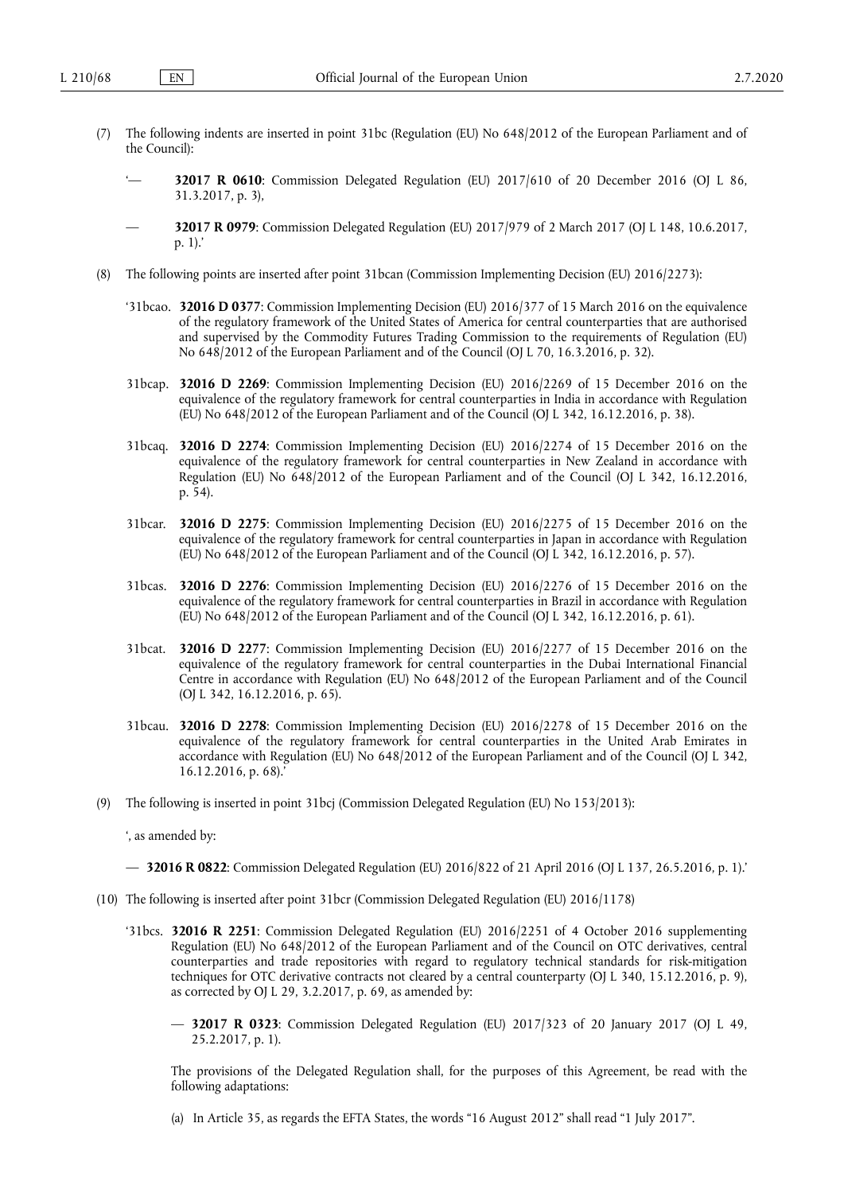(7) The following indents are inserted in point 31bc (Regulation (EU) No 648/2012 of the European Parliament and of the Council):

'— **32017 R 0610**: Commission Delegated Regulation (EU) 2017/610 of 20 December 2016 (OJ L 86, 31.3.2017, p. 3),

— **32017 R 0979**: Commission Delegated Regulation (EU) 2017/979 of 2 March 2017 (OJ L 148, 10.6.2017, p. 1).'

(8) The following points are inserted after point 31bcan (Commission Implementing Decision (EU) 2016/2273):

'31bcao. **32016 D 0377**: Commission Implementing Decision (EU) 2016/377 of 15 March 2016 on the equivalence of the regulatory framework of the United States of America for central counterparties that are authorised and supervised by the Commodity Futures Trading Commission to the requirements of Regulation (EU) No 648/2012 of the European Parliament and of the Council (OJ L 70, 16.3.2016, p. 32).

31bcap. **32016 D 2269**: Commission Implementing Decision (EU) 2016/2269 of 15 December 2016 on the equivalence of the regulatory framework for central counterparties in India in accordance with Regulation (EU) No 648/2012 of the European Parliament and of the Council (OJ L 342, 16.12.2016, p. 38).

31bcaq. **32016 D 2274**: Commission Implementing Decision (EU) 2016/2274 of 15 December 2016 on the equivalence of the regulatory framework for central counterparties in New Zealand in accordance with Regulation (EU) No 648/2012 of the European Parliament and of the Council (OJ L 342, 16.12.2016, p. 54).

31bcar. **32016 D 2275**: Commission Implementing Decision (EU) 2016/2275 of 15 December 2016 on the equivalence of the regulatory framework for central counterparties in Japan in accordance with Regulation (EU) No 648/2012 of the European Parliament and of the Council (OJ L 342, 16.12.2016, p. 57).

31bcas. **32016 D 2276**: Commission Implementing Decision (EU) 2016/2276 of 15 December 2016 on the equivalence of the regulatory framework for central counterparties in Brazil in accordance with Regulation (EU) No 648/2012 of the European Parliament and of the Council (OJ L 342, 16.12.2016, p. 61).

31bcat. **32016 D 2277**: Commission Implementing Decision (EU) 2016/2277 of 15 December 2016 on the equivalence of the regulatory framework for central counterparties in the Dubai International Financial Centre in accordance with Regulation (EU) No 648/2012 of the European Parliament and of the Council (OJ L 342, 16.12.2016, p. 65).

31bcau. **32016 D 2278**: Commission Implementing Decision (EU) 2016/2278 of 15 December 2016 on the equivalence of the regulatory framework for central counterparties in the United Arab Emirates in accordance with Regulation (EU) No 648/2012 of the European Parliament and of the Council (OJ L 342, 16.12.2016, p. 68).'

(9) The following is inserted in point 31bcj (Commission Delegated Regulation (EU) No 153/2013):

', as amended by:

— **32016 R 0822**: Commission Delegated Regulation (EU) 2016/822 of 21 April 2016 (OJ L 137, 26.5.2016, p. 1).'

(10) The following is inserted after point 31bcr (Commission Delegated Regulation (EU) 2016/1178)

'31bcs. **32016 R 2251**: Commission Delegated Regulation (EU) 2016/2251 of 4 October 2016 supplementing Regulation (EU) No 648/2012 of the European Parliament and of the Council on OTC derivatives, central counterparties and trade repositories with regard to regulatory technical standards for risk-mitigation techniques for OTC derivative contracts not cleared by a central counterparty (OJ L 340, 15.12.2016, p. 9), as corrected by OJ L 29, 3.2.2017, p. 69, as amended by:

— **32017 R 0323**: Commission Delegated Regulation (EU) 2017/323 of 20 January 2017 (OJ L 49, 25.2.2017, p. 1).

The provisions of the Delegated Regulation shall, for the purposes of this Agreement, be read with the following adaptations:

(a) In Article 35, as regards the EFTA States, the words "16 August 2012" shall read "1 July 2017".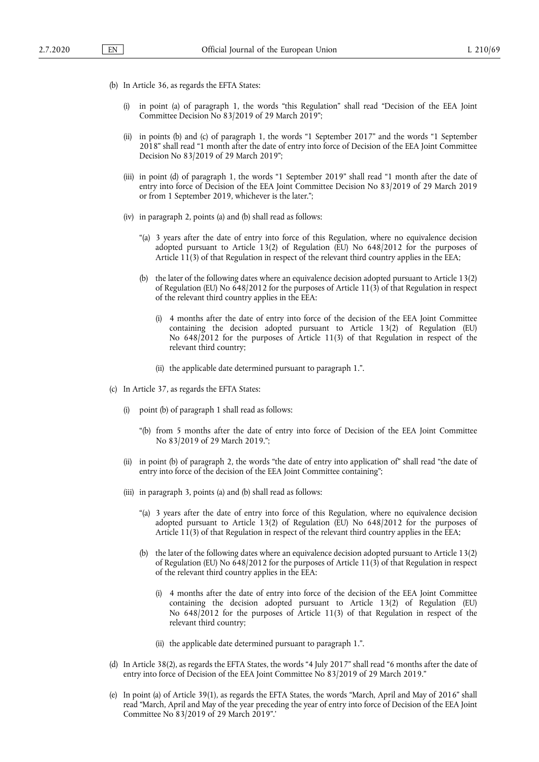(b) In Article 36, as regards the EFTA States:

(i) in point (a) of paragraph 1, the words "this Regulation" shall read "Decision of the EEA Joint Committee Decision No 83/2019 of 29 March 2019";

(ii) in points (b) and (c) of paragraph 1, the words "1 September 2017" and the words "1 September 2018" shall read "1 month after the date of entry into force of Decision of the EEA Joint Committee Decision No 83/2019 of 29 March 2019";

(iii) in point (d) of paragraph 1, the words "1 September 2019" shall read "1 month after the date of entry into force of Decision of the EEA Joint Committee Decision No 83/2019 of 29 March 2019 or from 1 September 2019, whichever is the later.";

(iv) in paragraph 2, points (a) and (b) shall read as follows:

"(a) 3 years after the date of entry into force of this Regulation, where no equivalence decision adopted pursuant to Article 13(2) of Regulation (EU) No 648/2012 for the purposes of Article 11(3) of that Regulation in respect of the relevant third country applies in the EEA;

(b) the later of the following dates where an equivalence decision adopted pursuant to Article 13(2) of Regulation (EU) No 648/2012 for the purposes of Article 11(3) of that Regulation in respect of the relevant third country applies in the EEA:

(i) 4 months after the date of entry into force of the decision of the EEA Joint Committee containing the decision adopted pursuant to Article 13(2) of Regulation (EU) No 648/2012 for the purposes of Article 11(3) of that Regulation in respect of the relevant third country;

(ii) the applicable date determined pursuant to paragraph 1.".

(c) In Article 37, as regards the EFTA States:

(i) point (b) of paragraph 1 shall read as follows:

"(b) from 5 months after the date of entry into force of Decision of the EEA Joint Committee No 83/2019 of 29 March 2019.";

(ii) in point (b) of paragraph 2, the words "the date of entry into application of" shall read "the date of entry into force of the decision of the EEA Joint Committee containing";

(iii) in paragraph 3, points (a) and (b) shall read as follows:

"(a) 3 years after the date of entry into force of this Regulation, where no equivalence decision adopted pursuant to Article 13(2) of Regulation (EU) No 648/2012 for the purposes of Article 11(3) of that Regulation in respect of the relevant third country applies in the EEA;

(b) the later of the following dates where an equivalence decision adopted pursuant to Article 13(2) of Regulation (EU) No 648/2012 for the purposes of Article 11(3) of that Regulation in respect of the relevant third country applies in the EEA:

(i) 4 months after the date of entry into force of the decision of the EEA Joint Committee containing the decision adopted pursuant to Article 13(2) of Regulation (EU) No 648/2012 for the purposes of Article 11(3) of that Regulation in respect of the relevant third country;

(ii) the applicable date determined pursuant to paragraph 1.".

(d) In Article 38(2), as regards the EFTA States, the words "4 July 2017" shall read "6 months after the date of entry into force of Decision of the EEA Joint Committee No 83/2019 of 29 March 2019."

(e) In point (a) of Article 39(1), as regards the EFTA States, the words "March, April and May of 2016" shall read "March, April and May of the year preceding the year of entry into force of Decision of the EEA Joint Committee No 83/2019 of 29 March 2019".'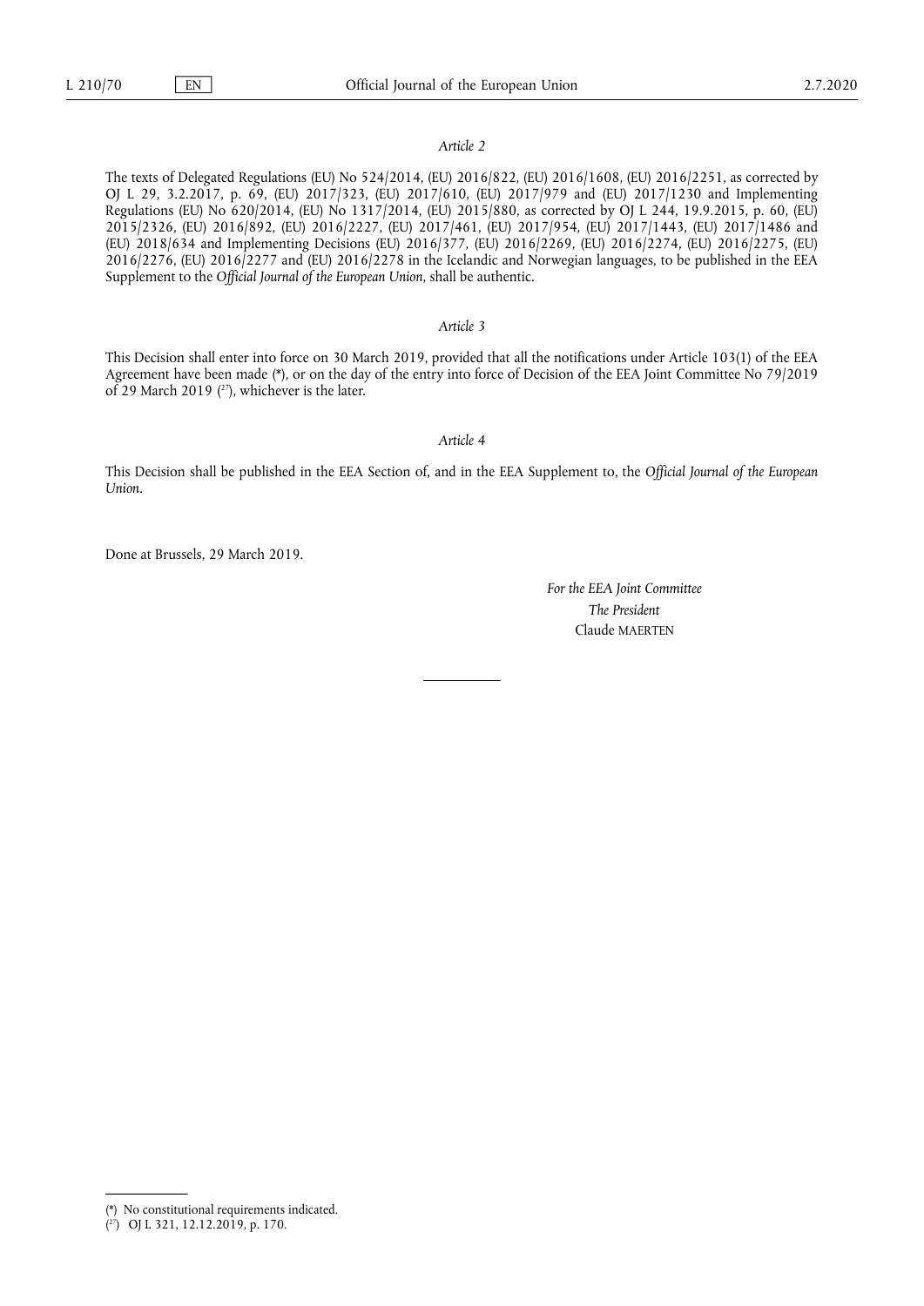*Article 2*

The texts of Delegated Regulations (EU) No 524/2014, (EU) 2016/822, (EU) 2016/1608, (EU) 2016/2251, as corrected by OJ L 29, 3.2.2017, p. 69, (EU) 2017/323, (EU) 2017/610, (EU) 2017/979 and (EU) 2017/1230 and Implementing Regulations (EU) No 620/2014, (EU) No 1317/2014, (EU) 2015/880, as corrected by OJ L 244, 19.9.2015, p. 60, (EU) 2015/2326, (EU) 2016/892, (EU) 2016/2227, (EU) 2017/461, (EU) 2017/954, (EU) 2017/1443, (EU) 2017/1486 and (EU) 2018/634 and Implementing Decisions (EU) 2016/377, (EU) 2016/2269, (EU) 2016/2274, (EU) 2016/2275, (EU) 2016/2276, (EU) 2016/2277 and (EU) 2016/2278 in the Icelandic and Norwegian languages, to be published in the EEA Supplement to the *Official Journal of the European Union*, shall be authentic.

*Article 3*

This Decision shall enter into force on 30 March 2019, provided that all the notifications under Article 103(1) of the EEA Agreement have been made (*), or on the day of the entry into force of Decision of the EEA Joint Committee No 79/2019 of 29 March 2019 [27], whichever is the later.

*Article 4*

This Decision shall be published in the EEA Section of, and in the EEA Supplement to, the *Official Journal of the European Union*.

Done at Brussels, 29 March 2019.

*For the EEA Joint Committee*

*The President*

Claude MAERTEN

(*) No constitutional requirements indicated.

[27] OJ L 321, 12.12.2019, p. 170.